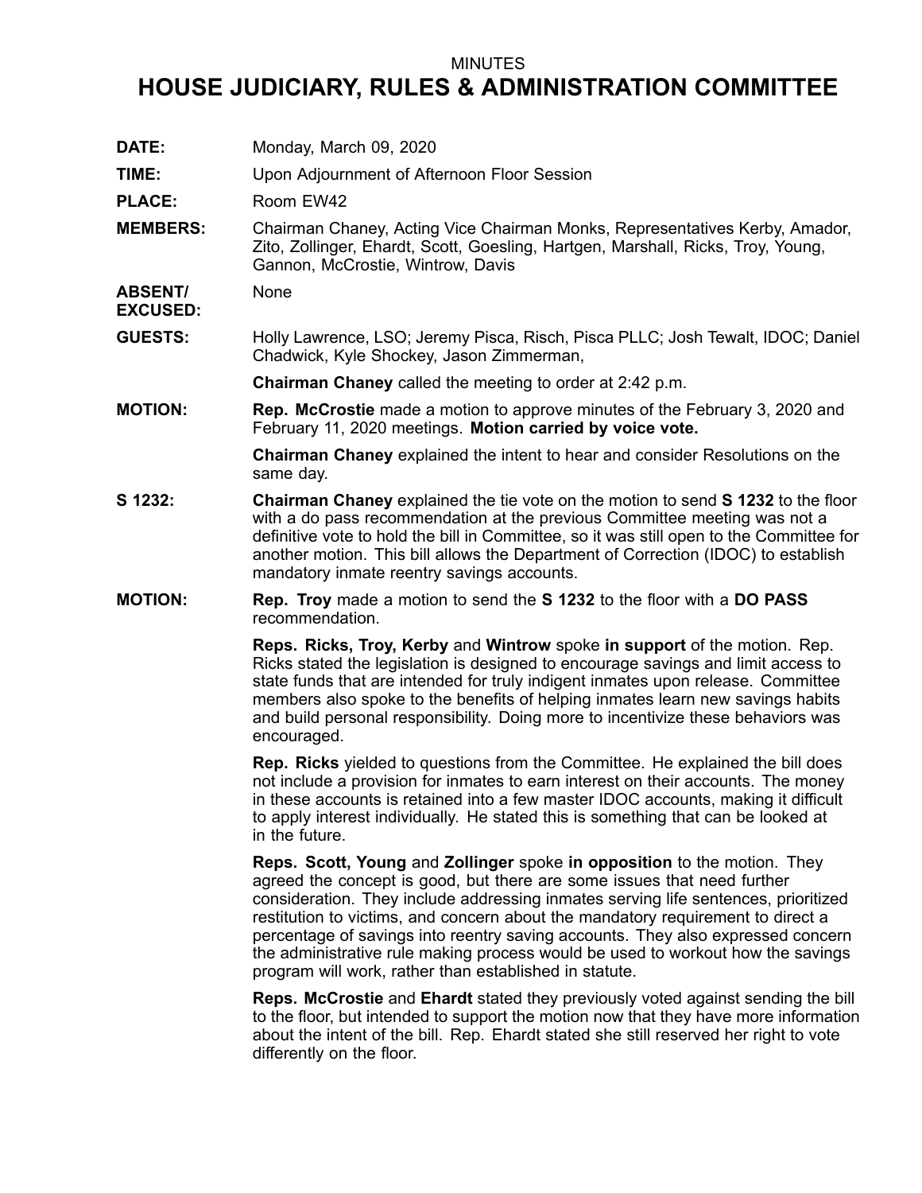MINUTES

# HOUSE JUDICIARY, RULES & ADMINISTRATION COMMITTEE

**DATE:** Monday, March 09, 2020

**TIME:** Upon Adjournment of Afternoon Floor Session

**PLACE:** Room EW42

**MEMBERS:** Chairman Chaney, Acting Vice Chairman Monks, Representatives Kerby, Amador, Zito, Zollinger, Ehardt, Scott, Goesling, Hartgen, Marshall, Ricks, Troy, Young, Gannon, McCrostie, Wintrow, Davis

**ABSENT/ EXCUSED:** None

**GUESTS:** Holly Lawrence, LSO; Jeremy Pisca, Risch, Pisca PLLC; Josh Tewalt, IDOC; Daniel Chadwick, Kyle Shockey, Jason Zimmerman,

**Chairman Chaney** called the meeting to order at 2:42 p.m.

**MOTION:** **Rep. McCrostie** made a motion to approve minutes of the February 3, 2020 and February 11, 2020 meetings. **Motion carried by voice vote.**

**Chairman Chaney** explained the intent to hear and consider Resolutions on the same day.

**S 1232:** **Chairman Chaney** explained the tie vote on the motion to send **S 1232** to the floor with a do pass recommendation at the previous Committee meeting was not a definitive vote to hold the bill in Committee, so it was still open to the Committee for another motion. This bill allows the Department of Correction (IDOC) to establish mandatory inmate reentry savings accounts.

**MOTION:** **Rep. Troy** made a motion to send the **S 1232** to the floor with a **DO PASS** recommendation.

**Reps. Ricks, Troy, Kerby** and **Wintrow** spoke **in support** of the motion. Rep. Ricks stated the legislation is designed to encourage savings and limit access to state funds that are intended for truly indigent inmates upon release. Committee members also spoke to the benefits of helping inmates learn new savings habits and build personal responsibility. Doing more to incentivize these behaviors was encouraged.

**Rep. Ricks** yielded to questions from the Committee. He explained the bill does not include a provision for inmates to earn interest on their accounts. The money in these accounts is retained into a few master IDOC accounts, making it difficult to apply interest individually. He stated this is something that can be looked at in the future.

**Reps. Scott, Young** and **Zollinger** spoke **in opposition** to the motion. They agreed the concept is good, but there are some issues that need further consideration. They include addressing inmates serving life sentences, prioritized restitution to victims, and concern about the mandatory requirement to direct a percentage of savings into reentry saving accounts. They also expressed concern the administrative rule making process would be used to workout how the savings program will work, rather than established in statute.

**Reps. McCrostie** and **Ehardt** stated they previously voted against sending the bill to the floor, but intended to support the motion now that they have more information about the intent of the bill. Rep. Ehardt stated she still reserved her right to vote differently on the floor.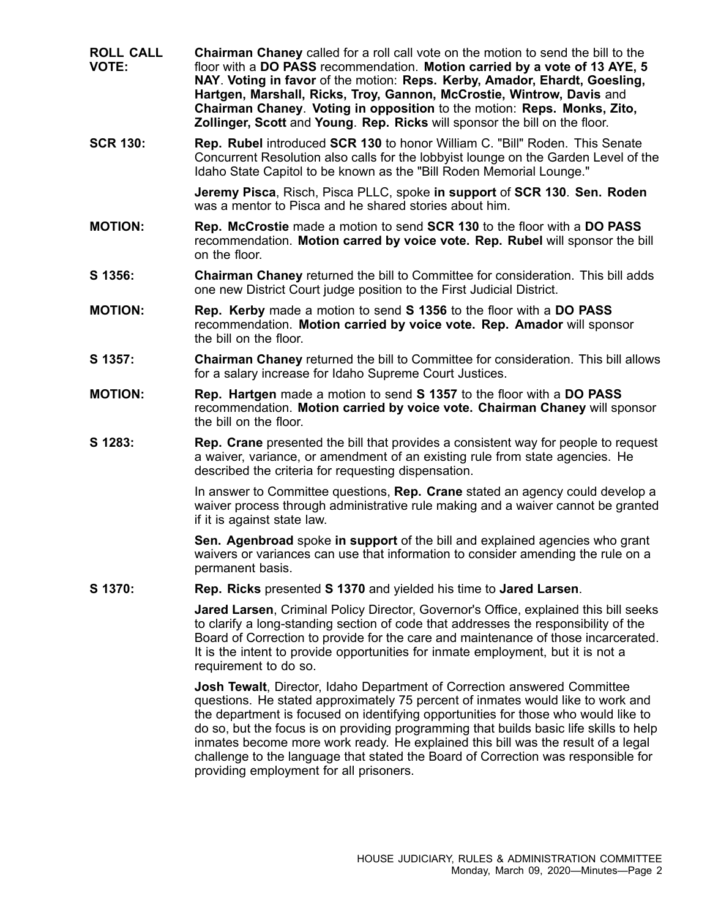**ROLL CALL VOTE:** **Chairman Chaney** called for a roll call vote on the motion to send the bill to the floor with a **DO PASS** recommendation. **Motion carried by a vote of 13 AYE, 5 NAY**. **Voting in favor** of the motion: **Reps. Kerby, Amador, Ehardt, Goesling, Hartgen, Marshall, Ricks, Troy, Gannon, McCrostie, Wintrow, Davis** and **Chairman Chaney**. **Voting in opposition** to the motion: **Reps. Monks, Zito, Zollinger, Scott** and **Young**. **Rep. Ricks** will sponsor the bill on the floor.

**SCR 130:** **Rep. Rubel** introduced **SCR 130** to honor William C. "Bill" Roden. This Senate Concurrent Resolution also calls for the lobbyist lounge on the Garden Level of the Idaho State Capitol to be known as the "Bill Roden Memorial Lounge."

**Jeremy Pisca**, Risch, Pisca PLLC, spoke **in support** of **SCR 130**. **Sen. Roden** was a mentor to Pisca and he shared stories about him.

**MOTION:** **Rep. McCrostie** made a motion to send **SCR 130** to the floor with a **DO PASS** recommendation. **Motion carred by voice vote. Rep. Rubel** will sponsor the bill on the floor.

**S 1356:** **Chairman Chaney** returned the bill to Committee for consideration. This bill adds one new District Court judge position to the First Judicial District.

**MOTION:** **Rep. Kerby** made a motion to send **S 1356** to the floor with a **DO PASS** recommendation. **Motion carried by voice vote. Rep. Amador** will sponsor the bill on the floor.

**S 1357:** **Chairman Chaney** returned the bill to Committee for consideration. This bill allows for a salary increase for Idaho Supreme Court Justices.

**MOTION:** **Rep. Hartgen** made a motion to send **S 1357** to the floor with a **DO PASS** recommendation. **Motion carried by voice vote. Chairman Chaney** will sponsor the bill on the floor.

**S 1283:** **Rep. Crane** presented the bill that provides a consistent way for people to request a waiver, variance, or amendment of an existing rule from state agencies. He described the criteria for requesting dispensation.

In answer to Committee questions, **Rep. Crane** stated an agency could develop a waiver process through administrative rule making and a waiver cannot be granted if it is against state law.

**Sen. Agenbroad** spoke **in support** of the bill and explained agencies who grant waivers or variances can use that information to consider amending the rule on a permanent basis.

**S 1370:** **Rep. Ricks** presented **S 1370** and yielded his time to **Jared Larsen**.

**Jared Larsen**, Criminal Policy Director, Governor's Office, explained this bill seeks to clarify a long-standing section of code that addresses the responsibility of the Board of Correction to provide for the care and maintenance of those incarcerated. It is the intent to provide opportunities for inmate employment, but it is not a requirement to do so.

**Josh Tewalt**, Director, Idaho Department of Correction answered Committee questions. He stated approximately 75 percent of inmates would like to work and the department is focused on identifying opportunities for those who would like to do so, but the focus is on providing programming that builds basic life skills to help inmates become more work ready. He explained this bill was the result of a legal challenge to the language that stated the Board of Correction was responsible for providing employment for all prisoners.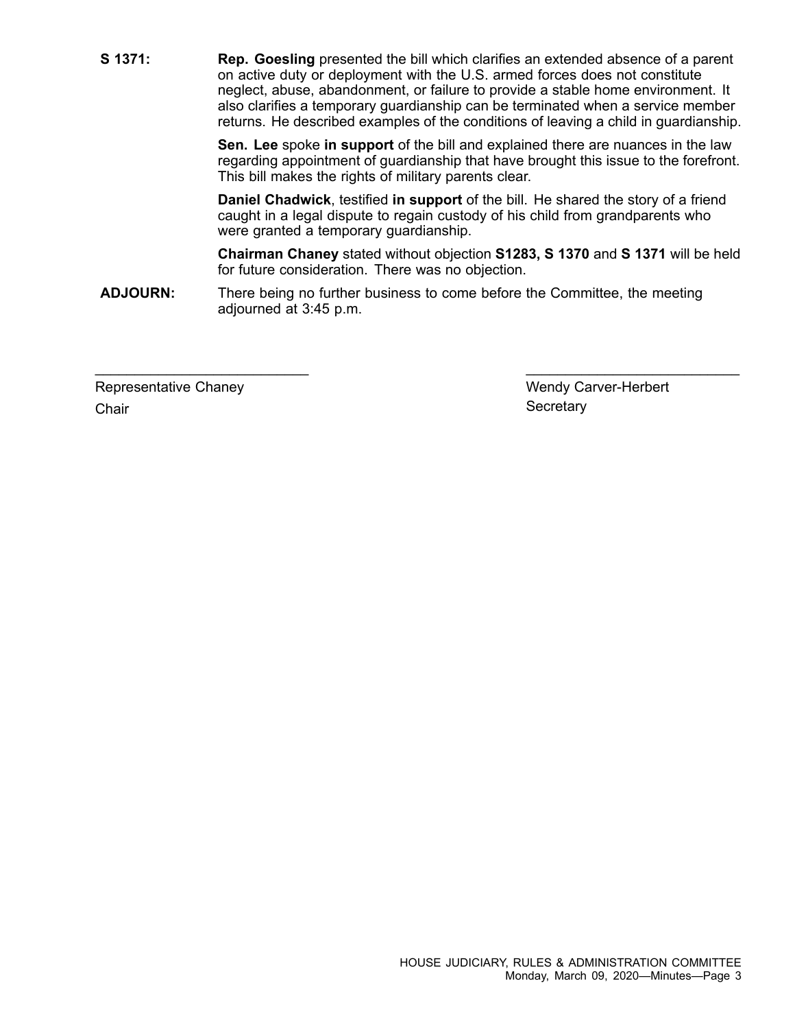**S 1371:** **Rep. Goesling** presented the bill which clarifies an extended absence of a parent on active duty or deployment with the U.S. armed forces does not constitute neglect, abuse, abandonment, or failure to provide a stable home environment. It also clarifies a temporary guardianship can be terminated when a service member returns. He described examples of the conditions of leaving a child in guardianship.

**Sen. Lee** spoke **in support** of the bill and explained there are nuances in the law regarding appointment of guardianship that have brought this issue to the forefront. This bill makes the rights of military parents clear.

**Daniel Chadwick**, testified **in support** of the bill. He shared the story of a friend caught in a legal dispute to regain custody of his child from grandparents who were granted a temporary guardianship.

**Chairman Chaney** stated without objection **S1283, S 1370** and **S 1371** will be held for future consideration. There was no objection.

**ADJOURN:** There being no further business to come before the Committee, the meeting adjourned at 3:45 p.m.

___________________________

Representative Chaney
Chair

___________________________

Wendy Carver-Herbert
Secretary